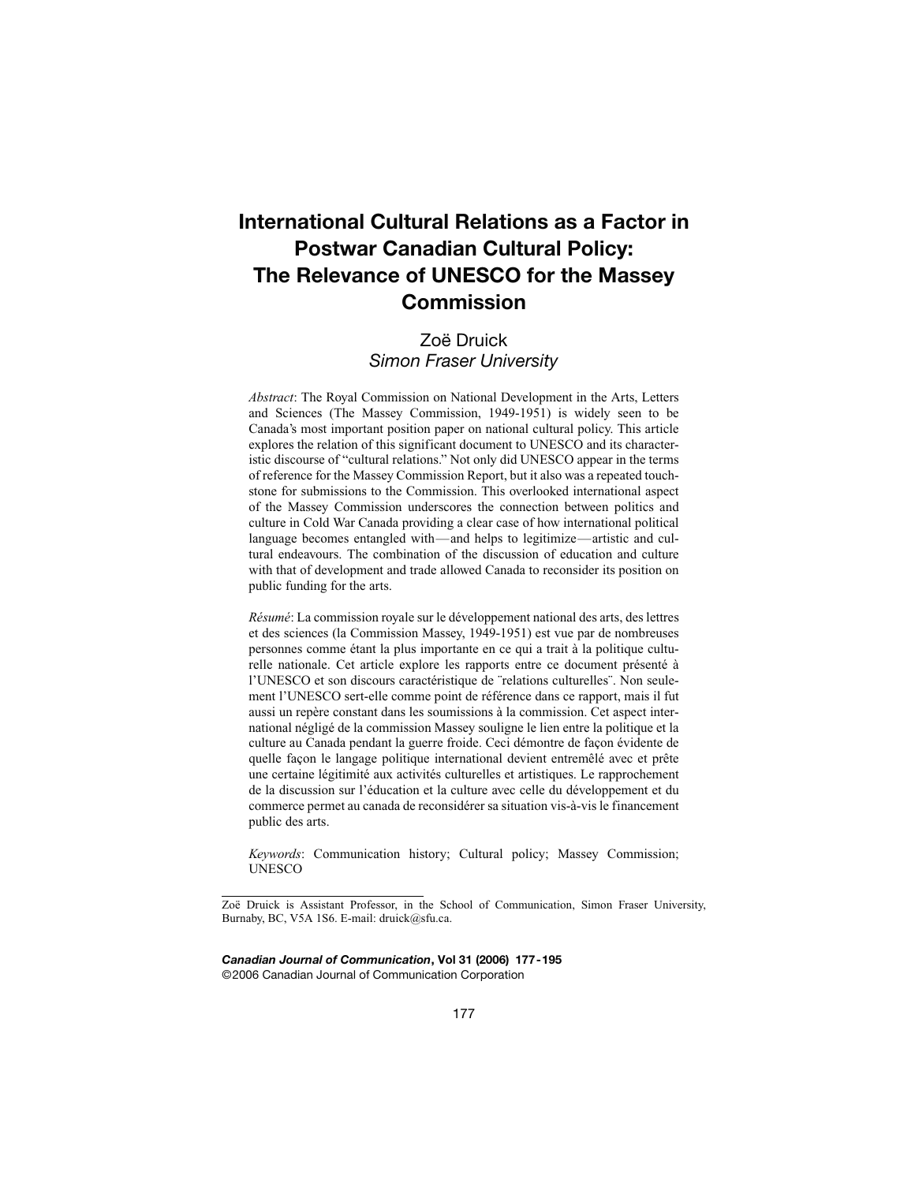# International Cultural Relations as a Factor in Postwar Canadian Cultural Policy: The Relevance of UNESCO for the Massey Commission

Zoë Druick
*Simon Fraser University*

*Abstract*: The Royal Commission on National Development in the Arts, Letters and Sciences (The Massey Commission, 1949-1951) is widely seen to be Canada's most important position paper on national cultural policy. This article explores the relation of this significant document to UNESCO and its characteristic discourse of "cultural relations." Not only did UNESCO appear in the terms of reference for the Massey Commission Report, but it also was a repeated touchstone for submissions to the Commission. This overlooked international aspect of the Massey Commission underscores the connection between politics and culture in Cold War Canada providing a clear case of how international political language becomes entangled with—and helps to legitimize—artistic and cultural endeavours. The combination of the discussion of education and culture with that of development and trade allowed Canada to reconsider its position on public funding for the arts.

*Résumé*: La commission royale sur le développement national des arts, des lettres et des sciences (la Commission Massey, 1949-1951) est vue par de nombreuses personnes comme étant la plus importante en ce qui a trait à la politique culturelle nationale. Cet article explore les rapports entre ce document présenté à l'UNESCO et son discours caractéristique de ¨relations culturelles¨. Non seulement l'UNESCO sert-elle comme point de référence dans ce rapport, mais il fut aussi un repère constant dans les soumissions à la commission. Cet aspect international négligé de la commission Massey souligne le lien entre la politique et la culture au Canada pendant la guerre froide. Ceci démontre de façon évidente de quelle façon le langage politique international devient entremêlé avec et prête une certaine légitimité aux activités culturelles et artistiques. Le rapprochement de la discussion sur l'éducation et la culture avec celle du développement et du commerce permet au canada de reconsidérer sa situation vis-à-vis le financement public des arts.

*Keywords*: Communication history; Cultural policy; Massey Commission; UNESCO

---

Zoë Druick is Assistant Professor, in the School of Communication, Simon Fraser University, Burnaby, BC, V5A 1S6. E-mail: druick@sfu.ca.

***Canadian Journal of Communication*, Vol 31 (2006) 177-195**
©2006 Canadian Journal of Communication Corporation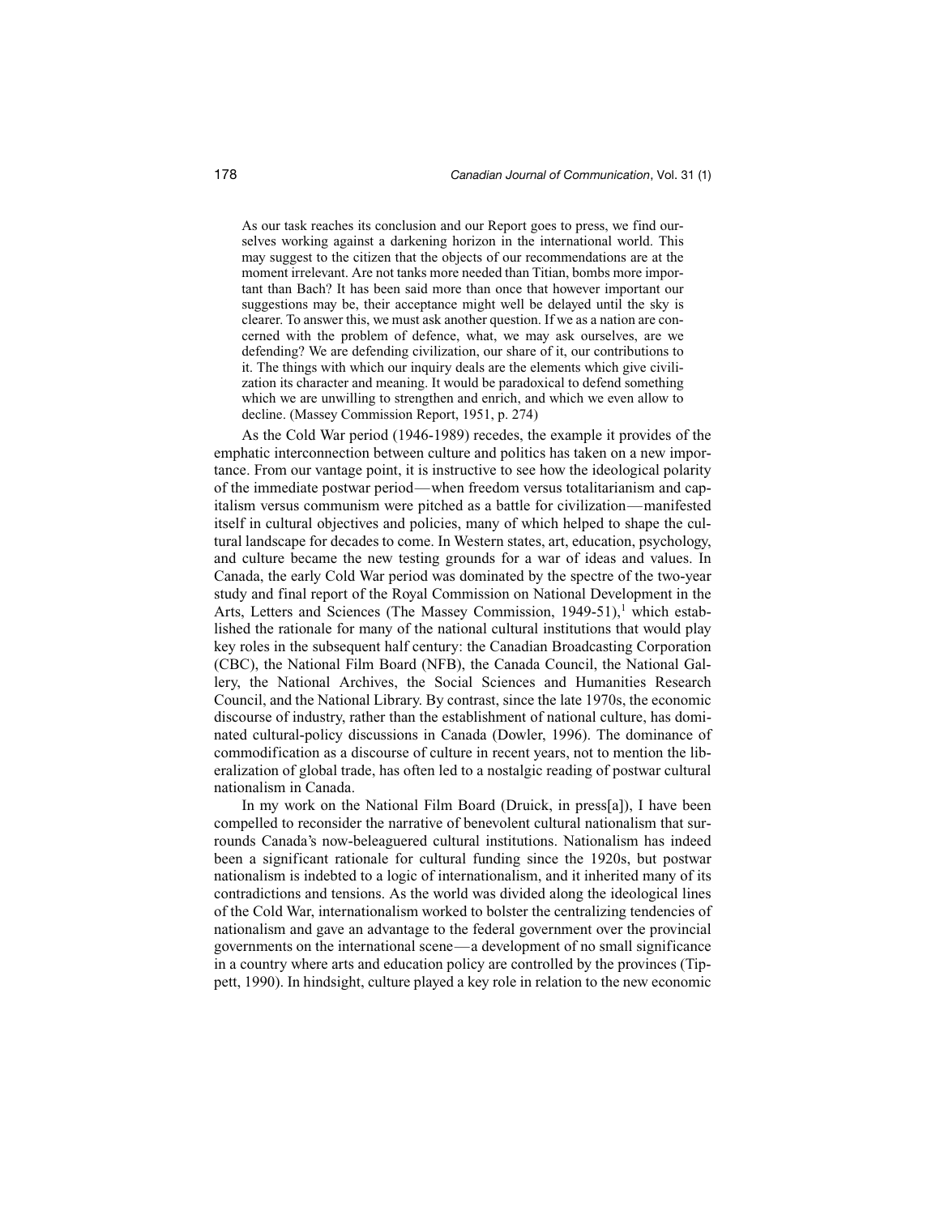> As our task reaches its conclusion and our Report goes to press, we find ourselves working against a darkening horizon in the international world. This may suggest to the citizen that the objects of our recommendations are at the moment irrelevant. Are not tanks more needed than Titian, bombs more important than Bach? It has been said more than once that however important our suggestions may be, their acceptance might well be delayed until the sky is clearer. To answer this, we must ask another question. If we as a nation are concerned with the problem of defence, what, we may ask ourselves, are we defending? We are defending civilization, our share of it, our contributions to it. The things with which our inquiry deals are the elements which give civilization its character and meaning. It would be paradoxical to defend something which we are unwilling to strengthen and enrich, and which we even allow to decline. (Massey Commission Report, 1951, p. 274)

As the Cold War period (1946-1989) recedes, the example it provides of the emphatic interconnection between culture and politics has taken on a new importance. From our vantage point, it is instructive to see how the ideological polarity of the immediate postwar period—when freedom versus totalitarianism and capitalism versus communism were pitched as a battle for civilization—manifested itself in cultural objectives and policies, many of which helped to shape the cultural landscape for decades to come. In Western states, art, education, psychology, and culture became the new testing grounds for a war of ideas and values. In Canada, the early Cold War period was dominated by the spectre of the two-year study and final report of the Royal Commission on National Development in the Arts, Letters and Sciences (The Massey Commission, 1949-51),[1] which established the rationale for many of the national cultural institutions that would play key roles in the subsequent half century: the Canadian Broadcasting Corporation (CBC), the National Film Board (NFB), the Canada Council, the National Gallery, the National Archives, the Social Sciences and Humanities Research Council, and the National Library. By contrast, since the late 1970s, the economic discourse of industry, rather than the establishment of national culture, has dominated cultural-policy discussions in Canada (Dowler, 1996). The dominance of commodification as a discourse of culture in recent years, not to mention the liberalization of global trade, has often led to a nostalgic reading of postwar cultural nationalism in Canada.

In my work on the National Film Board (Druick, in press[a]), I have been compelled to reconsider the narrative of benevolent cultural nationalism that surrounds Canada's now-beleaguered cultural institutions. Nationalism has indeed been a significant rationale for cultural funding since the 1920s, but postwar nationalism is indebted to a logic of internationalism, and it inherited many of its contradictions and tensions. As the world was divided along the ideological lines of the Cold War, internationalism worked to bolster the centralizing tendencies of nationalism and gave an advantage to the federal government over the provincial governments on the international scene—a development of no small significance in a country where arts and education policy are controlled by the provinces (Tippett, 1990). In hindsight, culture played a key role in relation to the new economic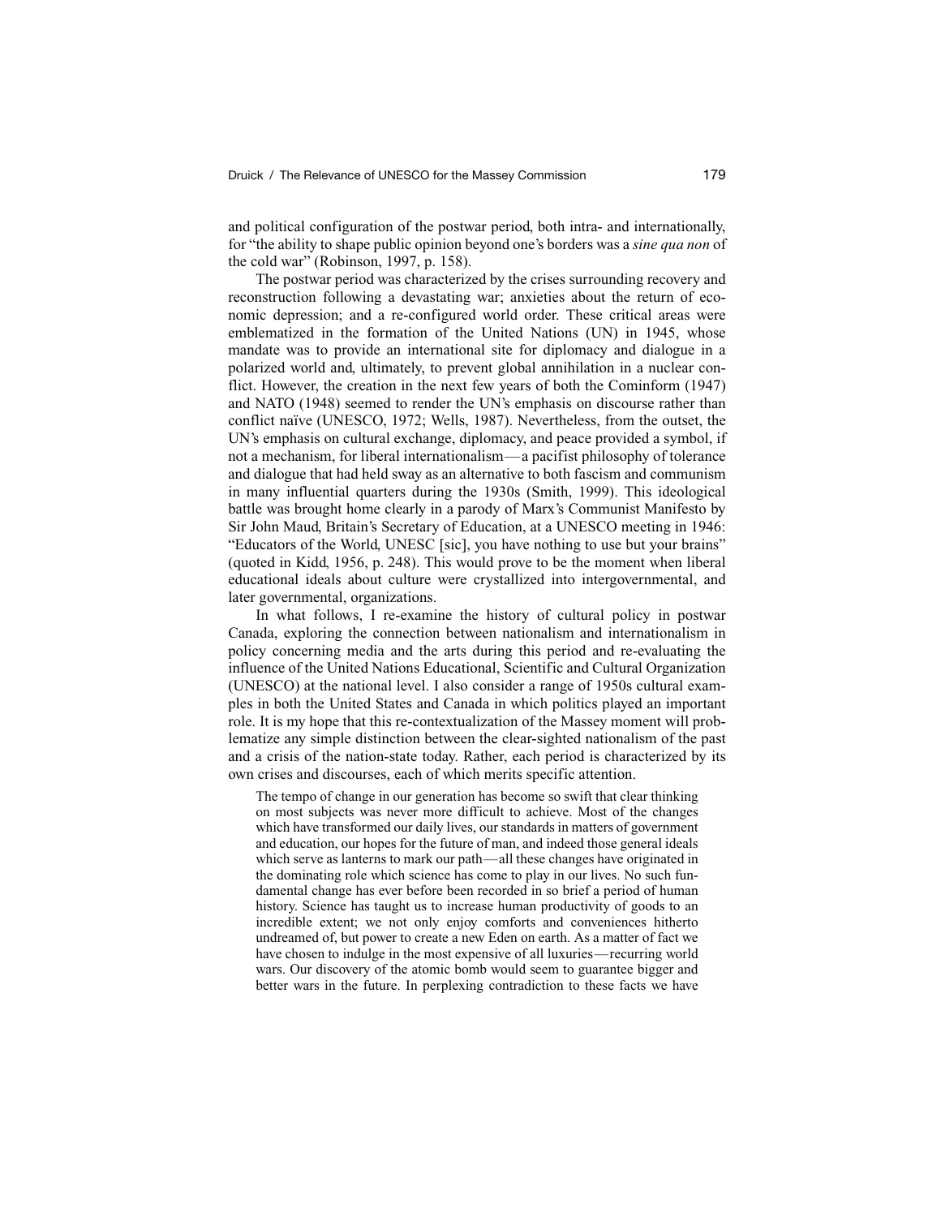and political configuration of the postwar period, both intra- and internationally, for "the ability to shape public opinion beyond one's borders was a *sine qua non* of the cold war" (Robinson, 1997, p. 158).

The postwar period was characterized by the crises surrounding recovery and reconstruction following a devastating war; anxieties about the return of economic depression; and a re-configured world order. These critical areas were emblematized in the formation of the United Nations (UN) in 1945, whose mandate was to provide an international site for diplomacy and dialogue in a polarized world and, ultimately, to prevent global annihilation in a nuclear conflict. However, the creation in the next few years of both the Cominform (1947) and NATO (1948) seemed to render the UN's emphasis on discourse rather than conflict naïve (UNESCO, 1972; Wells, 1987). Nevertheless, from the outset, the UN's emphasis on cultural exchange, diplomacy, and peace provided a symbol, if not a mechanism, for liberal internationalism—a pacifist philosophy of tolerance and dialogue that had held sway as an alternative to both fascism and communism in many influential quarters during the 1930s (Smith, 1999). This ideological battle was brought home clearly in a parody of Marx's Communist Manifesto by Sir John Maud, Britain's Secretary of Education, at a UNESCO meeting in 1946: "Educators of the World, UNESC [sic], you have nothing to use but your brains" (quoted in Kidd, 1956, p. 248). This would prove to be the moment when liberal educational ideals about culture were crystallized into intergovernmental, and later governmental, organizations.

In what follows, I re-examine the history of cultural policy in postwar Canada, exploring the connection between nationalism and internationalism in policy concerning media and the arts during this period and re-evaluating the influence of the United Nations Educational, Scientific and Cultural Organization (UNESCO) at the national level. I also consider a range of 1950s cultural examples in both the United States and Canada in which politics played an important role. It is my hope that this re-contextualization of the Massey moment will problematize any simple distinction between the clear-sighted nationalism of the past and a crisis of the nation-state today. Rather, each period is characterized by its own crises and discourses, each of which merits specific attention.

> The tempo of change in our generation has become so swift that clear thinking on most subjects was never more difficult to achieve. Most of the changes which have transformed our daily lives, our standards in matters of government and education, our hopes for the future of man, and indeed those general ideals which serve as lanterns to mark our path—all these changes have originated in the dominating role which science has come to play in our lives. No such fundamental change has ever before been recorded in so brief a period of human history. Science has taught us to increase human productivity of goods to an incredible extent; we not only enjoy comforts and conveniences hitherto undreamed of, but power to create a new Eden on earth. As a matter of fact we have chosen to indulge in the most expensive of all luxuries—recurring world wars. Our discovery of the atomic bomb would seem to guarantee bigger and better wars in the future. In perplexing contradiction to these facts we have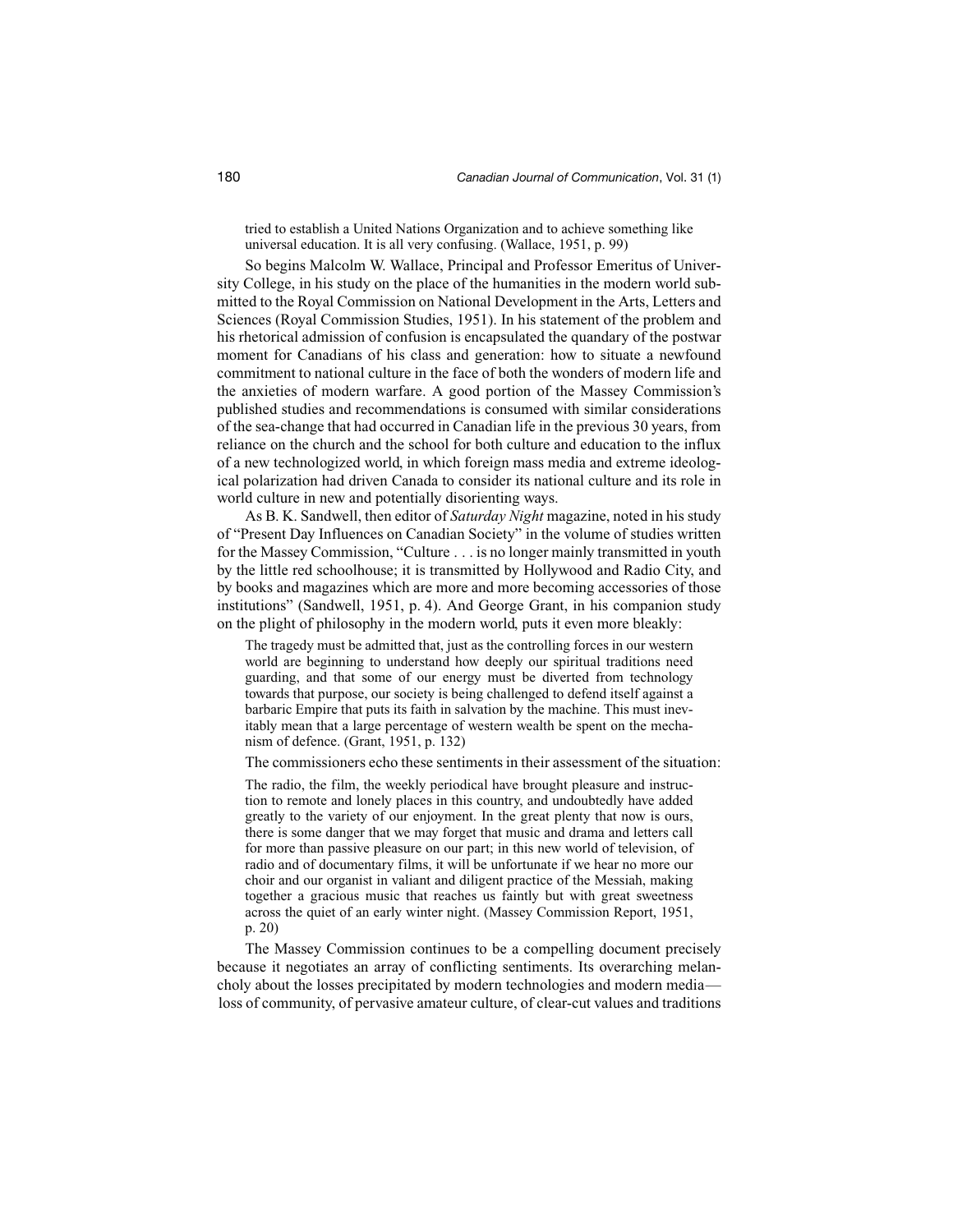> tried to establish a United Nations Organization and to achieve something like universal education. It is all very confusing. (Wallace, 1951, p. 99)

So begins Malcolm W. Wallace, Principal and Professor Emeritus of University College, in his study on the place of the humanities in the modern world submitted to the Royal Commission on National Development in the Arts, Letters and Sciences (Royal Commission Studies, 1951). In his statement of the problem and his rhetorical admission of confusion is encapsulated the quandary of the postwar moment for Canadians of his class and generation: how to situate a newfound commitment to national culture in the face of both the wonders of modern life and the anxieties of modern warfare. A good portion of the Massey Commission's published studies and recommendations is consumed with similar considerations of the sea-change that had occurred in Canadian life in the previous 30 years, from reliance on the church and the school for both culture and education to the influx of a new technologized world, in which foreign mass media and extreme ideological polarization had driven Canada to consider its national culture and its role in world culture in new and potentially disorienting ways.

As B. K. Sandwell, then editor of *Saturday Night* magazine, noted in his study of "Present Day Influences on Canadian Society" in the volume of studies written for the Massey Commission, "Culture . . . is no longer mainly transmitted in youth by the little red schoolhouse; it is transmitted by Hollywood and Radio City, and by books and magazines which are more and more becoming accessories of those institutions" (Sandwell, 1951, p. 4). And George Grant, in his companion study on the plight of philosophy in the modern world, puts it even more bleakly:

> The tragedy must be admitted that, just as the controlling forces in our western world are beginning to understand how deeply our spiritual traditions need guarding, and that some of our energy must be diverted from technology towards that purpose, our society is being challenged to defend itself against a barbaric Empire that puts its faith in salvation by the machine. This must inevitably mean that a large percentage of western wealth be spent on the mechanism of defence. (Grant, 1951, p. 132)

The commissioners echo these sentiments in their assessment of the situation:

> The radio, the film, the weekly periodical have brought pleasure and instruction to remote and lonely places in this country, and undoubtedly have added greatly to the variety of our enjoyment. In the great plenty that now is ours, there is some danger that we may forget that music and drama and letters call for more than passive pleasure on our part; in this new world of television, of radio and of documentary films, it will be unfortunate if we hear no more our choir and our organist in valiant and diligent practice of the Messiah, making together a gracious music that reaches us faintly but with great sweetness across the quiet of an early winter night. (Massey Commission Report, 1951, p. 20)

The Massey Commission continues to be a compelling document precisely because it negotiates an array of conflicting sentiments. Its overarching melancholy about the losses precipitated by modern technologies and modern media—loss of community, of pervasive amateur culture, of clear-cut values and traditions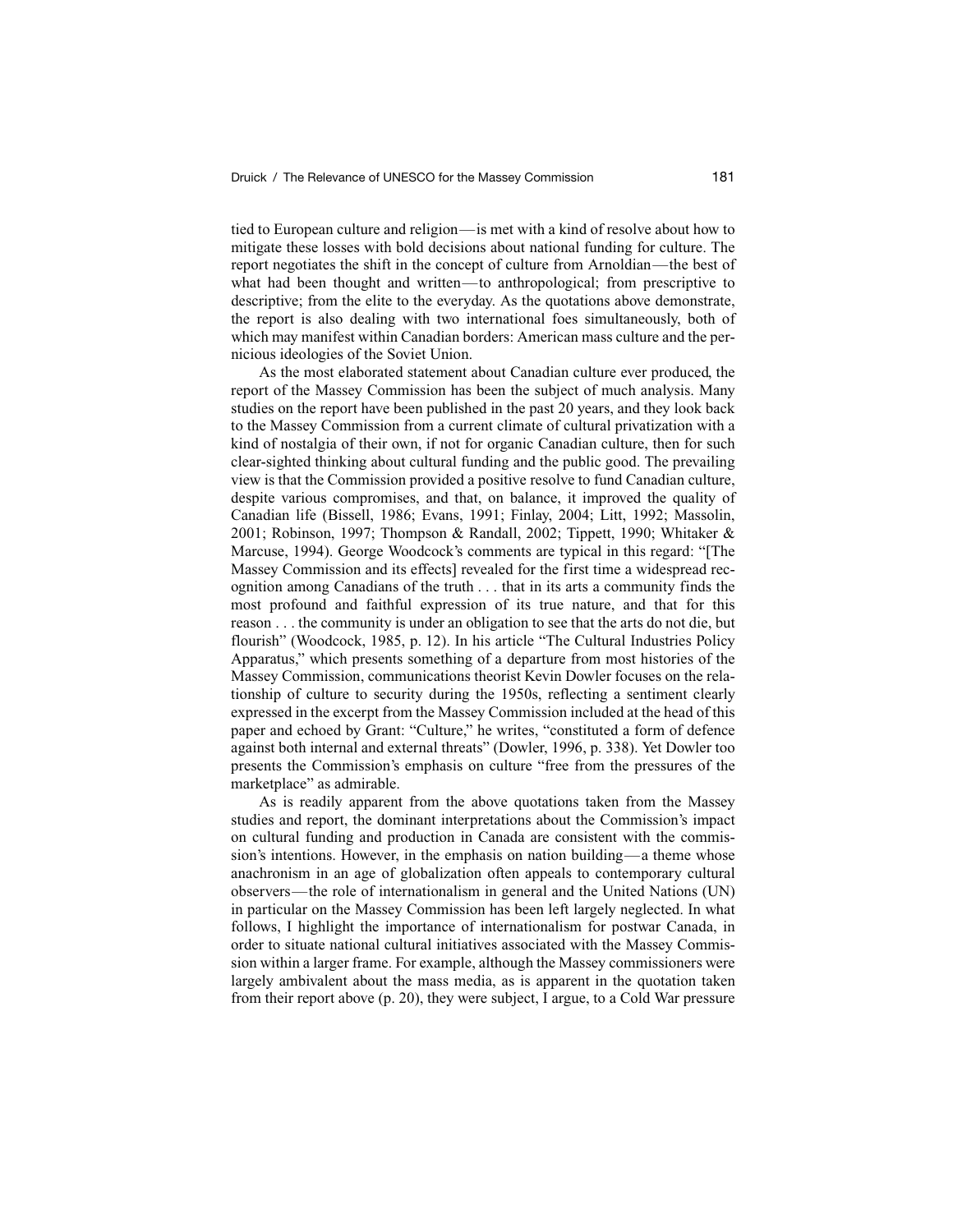tied to European culture and religion—is met with a kind of resolve about how to mitigate these losses with bold decisions about national funding for culture. The report negotiates the shift in the concept of culture from Arnoldian—the best of what had been thought and written—to anthropological; from prescriptive to descriptive; from the elite to the everyday. As the quotations above demonstrate, the report is also dealing with two international foes simultaneously, both of which may manifest within Canadian borders: American mass culture and the pernicious ideologies of the Soviet Union.

As the most elaborated statement about Canadian culture ever produced, the report of the Massey Commission has been the subject of much analysis. Many studies on the report have been published in the past 20 years, and they look back to the Massey Commission from a current climate of cultural privatization with a kind of nostalgia of their own, if not for organic Canadian culture, then for such clear-sighted thinking about cultural funding and the public good. The prevailing view is that the Commission provided a positive resolve to fund Canadian culture, despite various compromises, and that, on balance, it improved the quality of Canadian life (Bissell, 1986; Evans, 1991; Finlay, 2004; Litt, 1992; Massolin, 2001; Robinson, 1997; Thompson & Randall, 2002; Tippett, 1990; Whitaker & Marcuse, 1994). George Woodcock's comments are typical in this regard: "[The Massey Commission and its effects] revealed for the first time a widespread recognition among Canadians of the truth . . . that in its arts a community finds the most profound and faithful expression of its true nature, and that for this reason . . . the community is under an obligation to see that the arts do not die, but flourish" (Woodcock, 1985, p. 12). In his article "The Cultural Industries Policy Apparatus," which presents something of a departure from most histories of the Massey Commission, communications theorist Kevin Dowler focuses on the relationship of culture to security during the 1950s, reflecting a sentiment clearly expressed in the excerpt from the Massey Commission included at the head of this paper and echoed by Grant: "Culture," he writes, "constituted a form of defence against both internal and external threats" (Dowler, 1996, p. 338). Yet Dowler too presents the Commission's emphasis on culture "free from the pressures of the marketplace" as admirable.

As is readily apparent from the above quotations taken from the Massey studies and report, the dominant interpretations about the Commission's impact on cultural funding and production in Canada are consistent with the commission's intentions. However, in the emphasis on nation building—a theme whose anachronism in an age of globalization often appeals to contemporary cultural observers—the role of internationalism in general and the United Nations (UN) in particular on the Massey Commission has been left largely neglected. In what follows, I highlight the importance of internationalism for postwar Canada, in order to situate national cultural initiatives associated with the Massey Commission within a larger frame. For example, although the Massey commissioners were largely ambivalent about the mass media, as is apparent in the quotation taken from their report above (p. 20), they were subject, I argue, to a Cold War pressure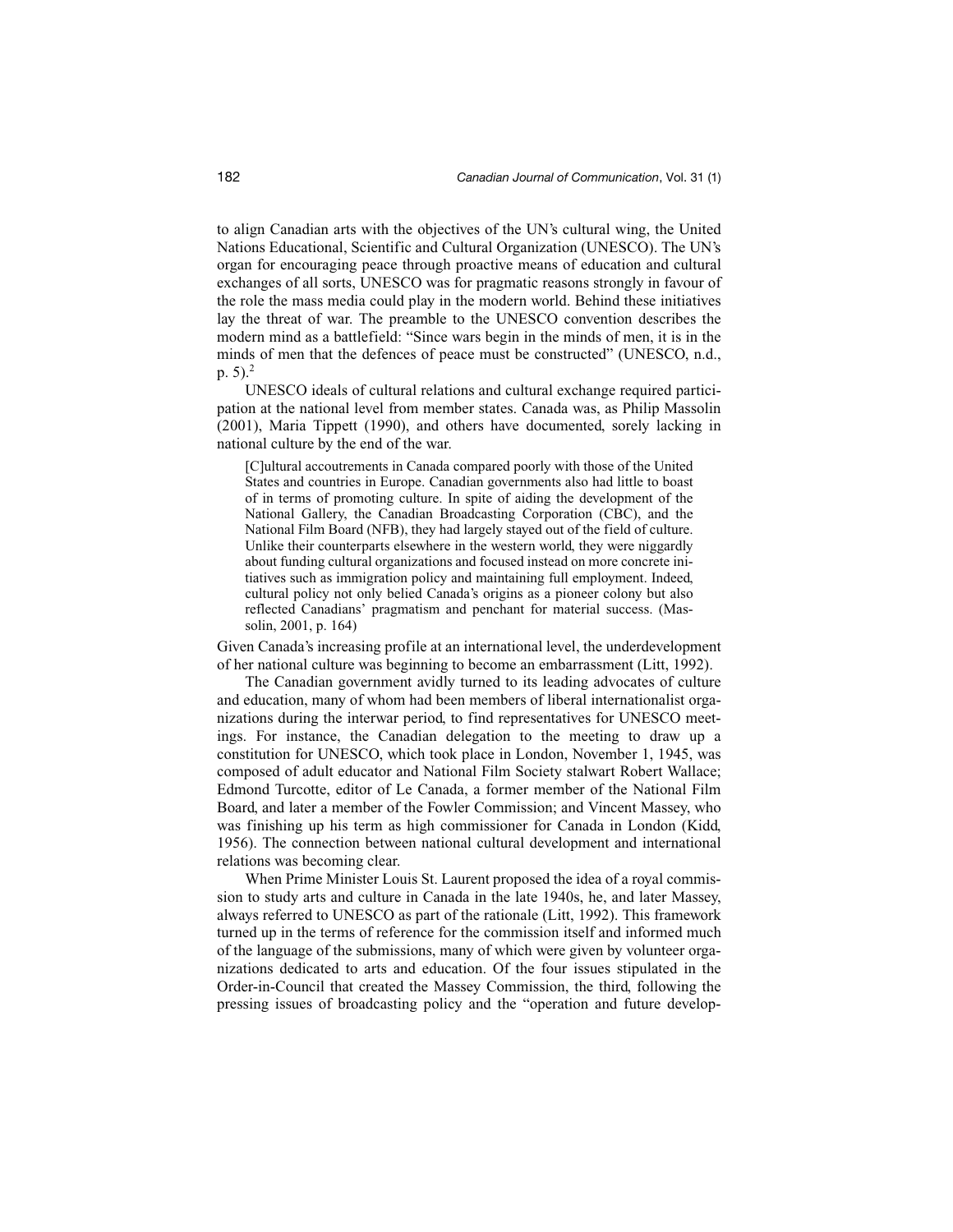to align Canadian arts with the objectives of the UN's cultural wing, the United Nations Educational, Scientific and Cultural Organization (UNESCO). The UN's organ for encouraging peace through proactive means of education and cultural exchanges of all sorts, UNESCO was for pragmatic reasons strongly in favour of the role the mass media could play in the modern world. Behind these initiatives lay the threat of war. The preamble to the UNESCO convention describes the modern mind as a battlefield: "Since wars begin in the minds of men, it is in the minds of men that the defences of peace must be constructed" (UNESCO, n.d., p. 5).[2]

UNESCO ideals of cultural relations and cultural exchange required participation at the national level from member states. Canada was, as Philip Massolin (2001), Maria Tippett (1990), and others have documented, sorely lacking in national culture by the end of the war.

> [C]ultural accoutrements in Canada compared poorly with those of the United States and countries in Europe. Canadian governments also had little to boast of in terms of promoting culture. In spite of aiding the development of the National Gallery, the Canadian Broadcasting Corporation (CBC), and the National Film Board (NFB), they had largely stayed out of the field of culture. Unlike their counterparts elsewhere in the western world, they were niggardly about funding cultural organizations and focused instead on more concrete initiatives such as immigration policy and maintaining full employment. Indeed, cultural policy not only belied Canada's origins as a pioneer colony but also reflected Canadians' pragmatism and penchant for material success. (Massolin, 2001, p. 164)

Given Canada's increasing profile at an international level, the underdevelopment of her national culture was beginning to become an embarrassment (Litt, 1992).

The Canadian government avidly turned to its leading advocates of culture and education, many of whom had been members of liberal internationalist organizations during the interwar period, to find representatives for UNESCO meetings. For instance, the Canadian delegation to the meeting to draw up a constitution for UNESCO, which took place in London, November 1, 1945, was composed of adult educator and National Film Society stalwart Robert Wallace; Edmond Turcotte, editor of Le Canada, a former member of the National Film Board, and later a member of the Fowler Commission; and Vincent Massey, who was finishing up his term as high commissioner for Canada in London (Kidd, 1956). The connection between national cultural development and international relations was becoming clear.

When Prime Minister Louis St. Laurent proposed the idea of a royal commission to study arts and culture in Canada in the late 1940s, he, and later Massey, always referred to UNESCO as part of the rationale (Litt, 1992). This framework turned up in the terms of reference for the commission itself and informed much of the language of the submissions, many of which were given by volunteer organizations dedicated to arts and education. Of the four issues stipulated in the Order-in-Council that created the Massey Commission, the third, following the pressing issues of broadcasting policy and the "operation and future develop-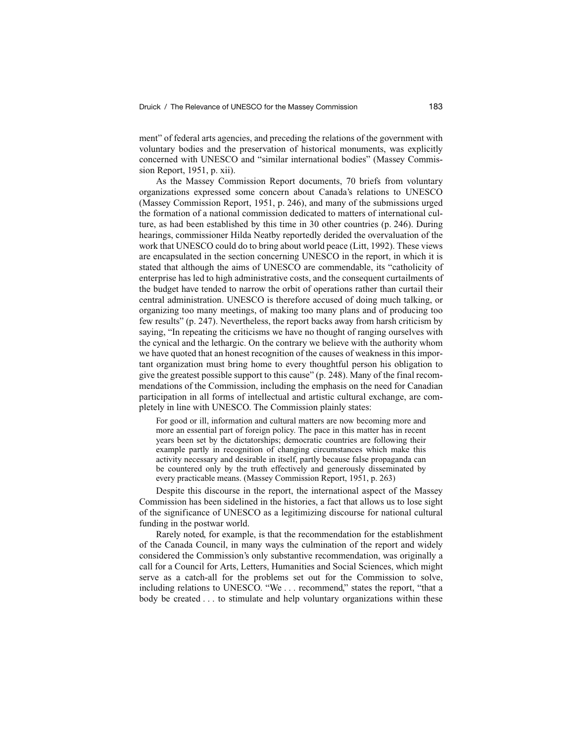ment" of federal arts agencies, and preceding the relations of the government with voluntary bodies and the preservation of historical monuments, was explicitly concerned with UNESCO and "similar international bodies" (Massey Commission Report, 1951, p. xii).

As the Massey Commission Report documents, 70 briefs from voluntary organizations expressed some concern about Canada's relations to UNESCO (Massey Commission Report, 1951, p. 246), and many of the submissions urged the formation of a national commission dedicated to matters of international culture, as had been established by this time in 30 other countries (p. 246). During hearings, commissioner Hilda Neatby reportedly derided the overvaluation of the work that UNESCO could do to bring about world peace (Litt, 1992). These views are encapsulated in the section concerning UNESCO in the report, in which it is stated that although the aims of UNESCO are commendable, its "catholicity of enterprise has led to high administrative costs, and the consequent curtailments of the budget have tended to narrow the orbit of operations rather than curtail their central administration. UNESCO is therefore accused of doing much talking, or organizing too many meetings, of making too many plans and of producing too few results" (p. 247). Nevertheless, the report backs away from harsh criticism by saying, "In repeating the criticisms we have no thought of ranging ourselves with the cynical and the lethargic. On the contrary we believe with the authority whom we have quoted that an honest recognition of the causes of weakness in this important organization must bring home to every thoughtful person his obligation to give the greatest possible support to this cause" (p. 248). Many of the final recommendations of the Commission, including the emphasis on the need for Canadian participation in all forms of intellectual and artistic cultural exchange, are completely in line with UNESCO. The Commission plainly states:

> For good or ill, information and cultural matters are now becoming more and more an essential part of foreign policy. The pace in this matter has in recent years been set by the dictatorships; democratic countries are following their example partly in recognition of changing circumstances which make this activity necessary and desirable in itself, partly because false propaganda can be countered only by the truth effectively and generously disseminated by every practicable means. (Massey Commission Report, 1951, p. 263)

Despite this discourse in the report, the international aspect of the Massey Commission has been sidelined in the histories, a fact that allows us to lose sight of the significance of UNESCO as a legitimizing discourse for national cultural funding in the postwar world.

Rarely noted, for example, is that the recommendation for the establishment of the Canada Council, in many ways the culmination of the report and widely considered the Commission's only substantive recommendation, was originally a call for a Council for Arts, Letters, Humanities and Social Sciences, which might serve as a catch-all for the problems set out for the Commission to solve, including relations to UNESCO. "We . . . recommend," states the report, "that a body be created . . . to stimulate and help voluntary organizations within these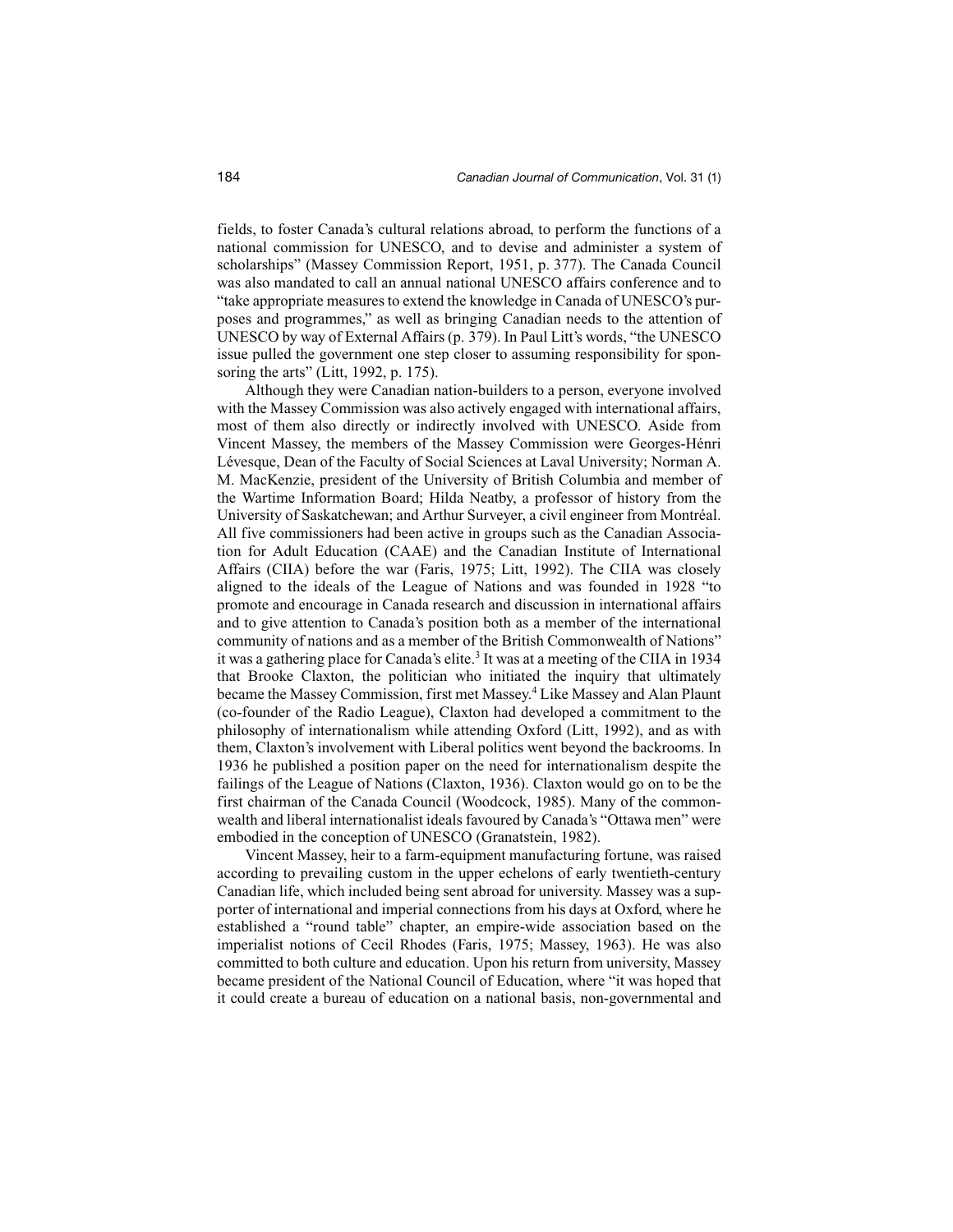fields, to foster Canada's cultural relations abroad, to perform the functions of a national commission for UNESCO, and to devise and administer a system of scholarships" (Massey Commission Report, 1951, p. 377). The Canada Council was also mandated to call an annual national UNESCO affairs conference and to "take appropriate measures to extend the knowledge in Canada of UNESCO's purposes and programmes," as well as bringing Canadian needs to the attention of UNESCO by way of External Affairs (p. 379). In Paul Litt's words, "the UNESCO issue pulled the government one step closer to assuming responsibility for sponsoring the arts" (Litt, 1992, p. 175).

Although they were Canadian nation-builders to a person, everyone involved with the Massey Commission was also actively engaged with international affairs, most of them also directly or indirectly involved with UNESCO. Aside from Vincent Massey, the members of the Massey Commission were Georges-Hénri Lévesque, Dean of the Faculty of Social Sciences at Laval University; Norman A. M. MacKenzie, president of the University of British Columbia and member of the Wartime Information Board; Hilda Neatby, a professor of history from the University of Saskatchewan; and Arthur Surveyer, a civil engineer from Montréal. All five commissioners had been active in groups such as the Canadian Association for Adult Education (CAAE) and the Canadian Institute of International Affairs (CIIA) before the war (Faris, 1975; Litt, 1992). The CIIA was closely aligned to the ideals of the League of Nations and was founded in 1928 "to promote and encourage in Canada research and discussion in international affairs and to give attention to Canada's position both as a member of the international community of nations and as a member of the British Commonwealth of Nations" it was a gathering place for Canada's elite.[3] It was at a meeting of the CIIA in 1934 that Brooke Claxton, the politician who initiated the inquiry that ultimately became the Massey Commission, first met Massey.[4] Like Massey and Alan Plaunt (co-founder of the Radio League), Claxton had developed a commitment to the philosophy of internationalism while attending Oxford (Litt, 1992), and as with them, Claxton's involvement with Liberal politics went beyond the backrooms. In 1936 he published a position paper on the need for internationalism despite the failings of the League of Nations (Claxton, 1936). Claxton would go on to be the first chairman of the Canada Council (Woodcock, 1985). Many of the commonwealth and liberal internationalist ideals favoured by Canada's "Ottawa men" were embodied in the conception of UNESCO (Granatstein, 1982).

Vincent Massey, heir to a farm-equipment manufacturing fortune, was raised according to prevailing custom in the upper echelons of early twentieth-century Canadian life, which included being sent abroad for university. Massey was a supporter of international and imperial connections from his days at Oxford, where he established a "round table" chapter, an empire-wide association based on the imperialist notions of Cecil Rhodes (Faris, 1975; Massey, 1963). He was also committed to both culture and education. Upon his return from university, Massey became president of the National Council of Education, where "it was hoped that it could create a bureau of education on a national basis, non-governmental and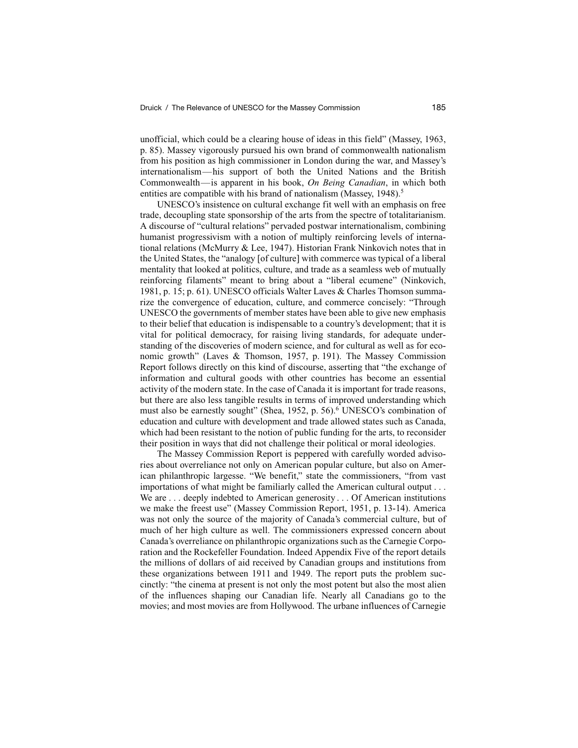unofficial, which could be a clearing house of ideas in this field" (Massey, 1963, p. 85). Massey vigorously pursued his own brand of commonwealth nationalism from his position as high commissioner in London during the war, and Massey's internationalism—his support of both the United Nations and the British Commonwealth—is apparent in his book, *On Being Canadian*, in which both entities are compatible with his brand of nationalism (Massey, 1948).[5]

UNESCO's insistence on cultural exchange fit well with an emphasis on free trade, decoupling state sponsorship of the arts from the spectre of totalitarianism. A discourse of "cultural relations" pervaded postwar internationalism, combining humanist progressivism with a notion of multiply reinforcing levels of international relations (McMurry & Lee, 1947). Historian Frank Ninkovich notes that in the United States, the "analogy [of culture] with commerce was typical of a liberal mentality that looked at politics, culture, and trade as a seamless web of mutually reinforcing filaments" meant to bring about a "liberal ecumene" (Ninkovich, 1981, p. 15; p. 61). UNESCO officials Walter Laves & Charles Thomson summarize the convergence of education, culture, and commerce concisely: "Through UNESCO the governments of member states have been able to give new emphasis to their belief that education is indispensable to a country's development; that it is vital for political democracy, for raising living standards, for adequate understanding of the discoveries of modern science, and for cultural as well as for economic growth" (Laves & Thomson, 1957, p. 191). The Massey Commission Report follows directly on this kind of discourse, asserting that "the exchange of information and cultural goods with other countries has become an essential activity of the modern state. In the case of Canada it is important for trade reasons, but there are also less tangible results in terms of improved understanding which must also be earnestly sought" (Shea, 1952, p. 56).[6] UNESCO's combination of education and culture with development and trade allowed states such as Canada, which had been resistant to the notion of public funding for the arts, to reconsider their position in ways that did not challenge their political or moral ideologies.

The Massey Commission Report is peppered with carefully worded advisories about overreliance not only on American popular culture, but also on American philanthropic largesse. "We benefit," state the commissioners, "from vast importations of what might be familiarly called the American cultural output . . . We are . . . deeply indebted to American generosity . . . Of American institutions we make the freest use" (Massey Commission Report, 1951, p. 13-14). America was not only the source of the majority of Canada's commercial culture, but of much of her high culture as well. The commissioners expressed concern about Canada's overreliance on philanthropic organizations such as the Carnegie Corporation and the Rockefeller Foundation. Indeed Appendix Five of the report details the millions of dollars of aid received by Canadian groups and institutions from these organizations between 1911 and 1949. The report puts the problem succinctly: "the cinema at present is not only the most potent but also the most alien of the influences shaping our Canadian life. Nearly all Canadians go to the movies; and most movies are from Hollywood. The urbane influences of Carnegie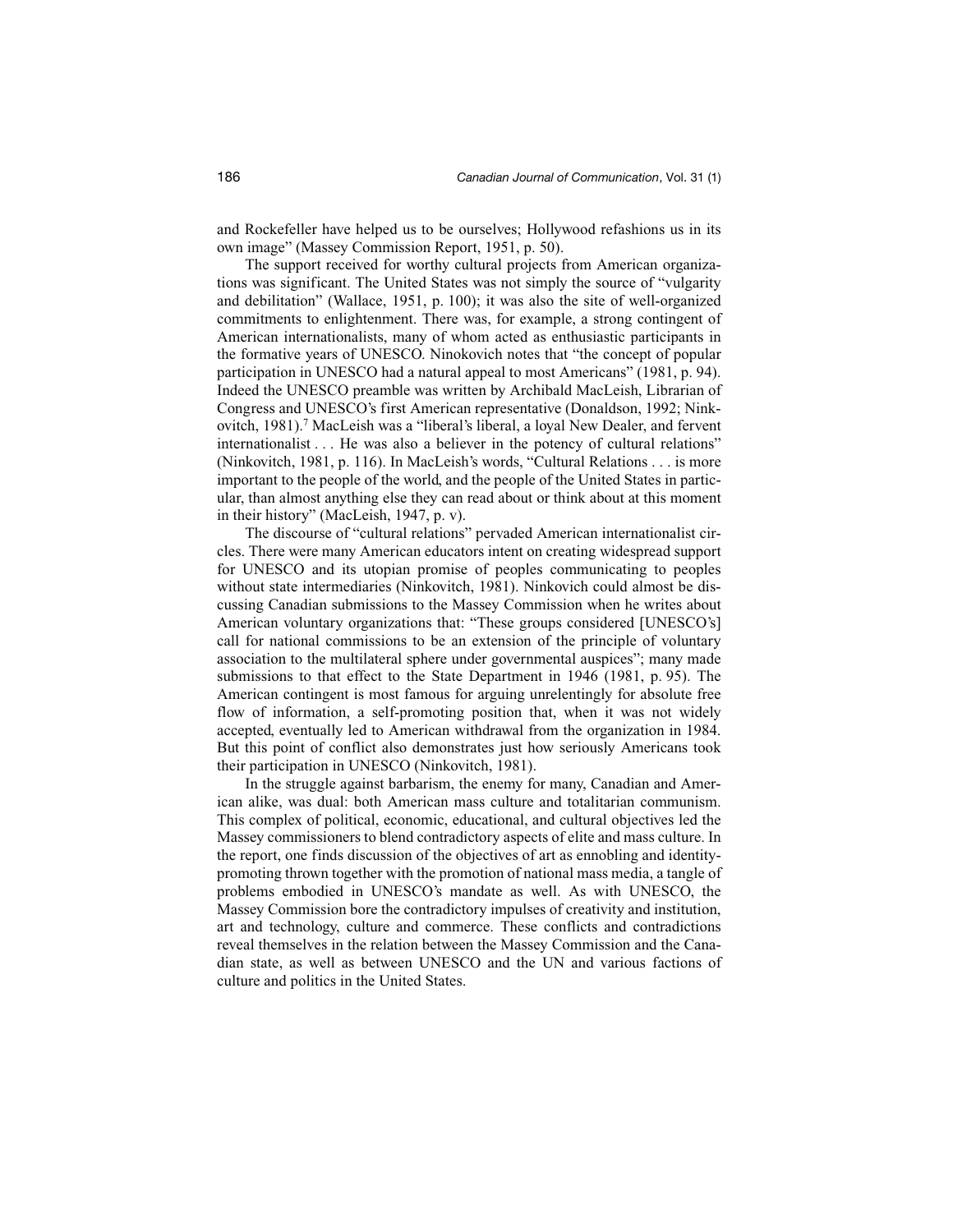and Rockefeller have helped us to be ourselves; Hollywood refashions us in its own image" (Massey Commission Report, 1951, p. 50).

The support received for worthy cultural projects from American organizations was significant. The United States was not simply the source of "vulgarity and debilitation" (Wallace, 1951, p. 100); it was also the site of well-organized commitments to enlightenment. There was, for example, a strong contingent of American internationalists, many of whom acted as enthusiastic participants in the formative years of UNESCO. Ninokovich notes that "the concept of popular participation in UNESCO had a natural appeal to most Americans" (1981, p. 94). Indeed the UNESCO preamble was written by Archibald MacLeish, Librarian of Congress and UNESCO's first American representative (Donaldson, 1992; Ninkovitch, 1981).[7] MacLeish was a "liberal's liberal, a loyal New Dealer, and fervent internationalist . . . He was also a believer in the potency of cultural relations" (Ninkovitch, 1981, p. 116). In MacLeish's words, "Cultural Relations . . . is more important to the people of the world, and the people of the United States in particular, than almost anything else they can read about or think about at this moment in their history" (MacLeish, 1947, p. v).

The discourse of "cultural relations" pervaded American internationalist circles. There were many American educators intent on creating widespread support for UNESCO and its utopian promise of peoples communicating to peoples without state intermediaries (Ninkovitch, 1981). Ninkovich could almost be discussing Canadian submissions to the Massey Commission when he writes about American voluntary organizations that: "These groups considered [UNESCO's] call for national commissions to be an extension of the principle of voluntary association to the multilateral sphere under governmental auspices"; many made submissions to that effect to the State Department in 1946 (1981, p. 95). The American contingent is most famous for arguing unrelentingly for absolute free flow of information, a self-promoting position that, when it was not widely accepted, eventually led to American withdrawal from the organization in 1984. But this point of conflict also demonstrates just how seriously Americans took their participation in UNESCO (Ninkovitch, 1981).

In the struggle against barbarism, the enemy for many, Canadian and American alike, was dual: both American mass culture and totalitarian communism. This complex of political, economic, educational, and cultural objectives led the Massey commissioners to blend contradictory aspects of elite and mass culture. In the report, one finds discussion of the objectives of art as ennobling and identity-promoting thrown together with the promotion of national mass media, a tangle of problems embodied in UNESCO's mandate as well. As with UNESCO, the Massey Commission bore the contradictory impulses of creativity and institution, art and technology, culture and commerce. These conflicts and contradictions reveal themselves in the relation between the Massey Commission and the Canadian state, as well as between UNESCO and the UN and various factions of culture and politics in the United States.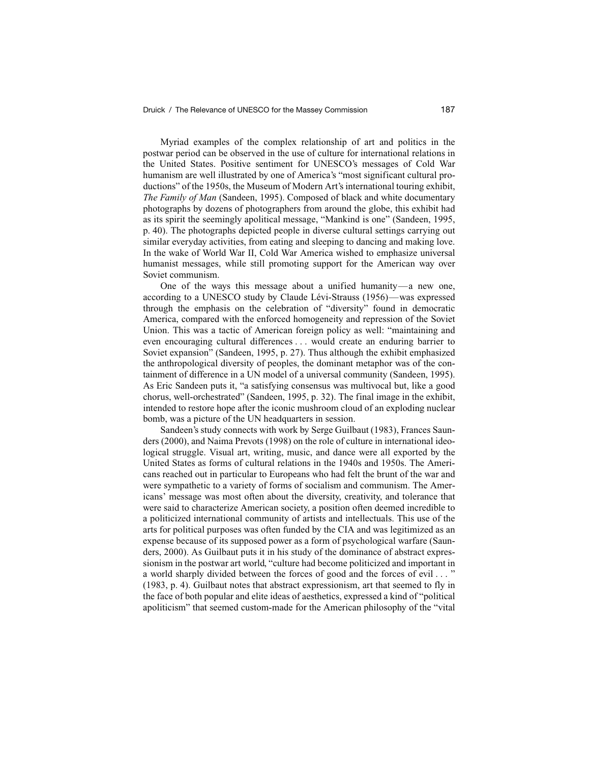Myriad examples of the complex relationship of art and politics in the postwar period can be observed in the use of culture for international relations in the United States. Positive sentiment for UNESCO's messages of Cold War humanism are well illustrated by one of America's "most significant cultural productions" of the 1950s, the Museum of Modern Art's international touring exhibit, *The Family of Man* (Sandeen, 1995). Composed of black and white documentary photographs by dozens of photographers from around the globe, this exhibit had as its spirit the seemingly apolitical message, "Mankind is one" (Sandeen, 1995, p. 40). The photographs depicted people in diverse cultural settings carrying out similar everyday activities, from eating and sleeping to dancing and making love. In the wake of World War II, Cold War America wished to emphasize universal humanist messages, while still promoting support for the American way over Soviet communism.

One of the ways this message about a unified humanity—a new one, according to a UNESCO study by Claude Lévi-Strauss (1956)—was expressed through the emphasis on the celebration of "diversity" found in democratic America, compared with the enforced homogeneity and repression of the Soviet Union. This was a tactic of American foreign policy as well: "maintaining and even encouraging cultural differences . . . would create an enduring barrier to Soviet expansion" (Sandeen, 1995, p. 27). Thus although the exhibit emphasized the anthropological diversity of peoples, the dominant metaphor was of the containment of difference in a UN model of a universal community (Sandeen, 1995). As Eric Sandeen puts it, "a satisfying consensus was multivocal but, like a good chorus, well-orchestrated" (Sandeen, 1995, p. 32). The final image in the exhibit, intended to restore hope after the iconic mushroom cloud of an exploding nuclear bomb, was a picture of the UN headquarters in session.

Sandeen's study connects with work by Serge Guilbaut (1983), Frances Saunders (2000), and Naima Prevots (1998) on the role of culture in international ideological struggle. Visual art, writing, music, and dance were all exported by the United States as forms of cultural relations in the 1940s and 1950s. The Americans reached out in particular to Europeans who had felt the brunt of the war and were sympathetic to a variety of forms of socialism and communism. The Americans' message was most often about the diversity, creativity, and tolerance that were said to characterize American society, a position often deemed incredible to a politicized international community of artists and intellectuals. This use of the arts for political purposes was often funded by the CIA and was legitimized as an expense because of its supposed power as a form of psychological warfare (Saunders, 2000). As Guilbaut puts it in his study of the dominance of abstract expressionism in the postwar art world, "culture had become politicized and important in a world sharply divided between the forces of good and the forces of evil . . . " (1983, p. 4). Guilbaut notes that abstract expressionism, art that seemed to fly in the face of both popular and elite ideas of aesthetics, expressed a kind of "political apoliticism" that seemed custom-made for the American philosophy of the "vital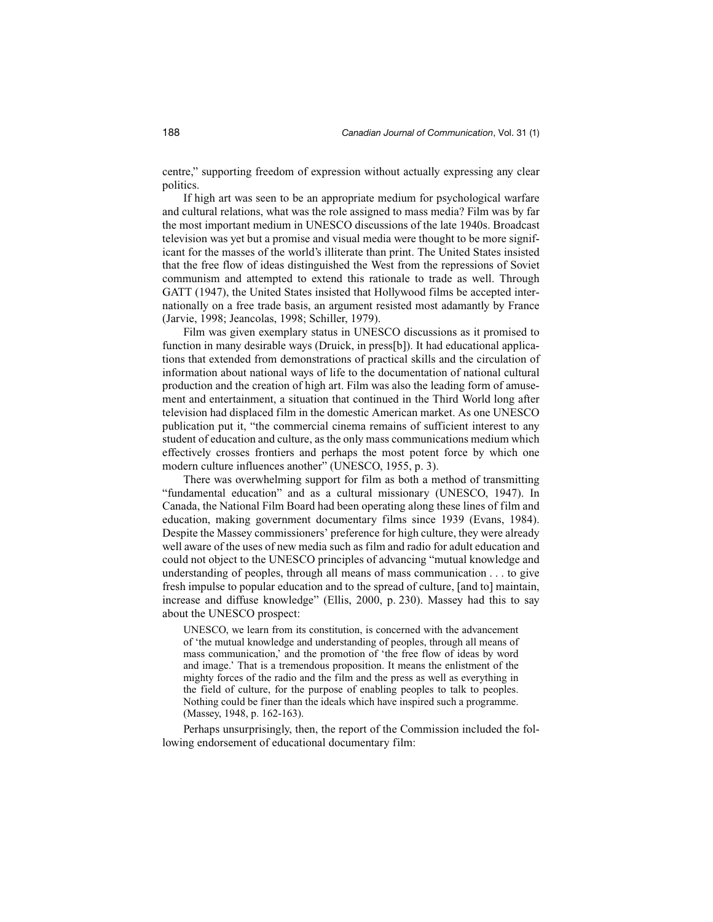centre," supporting freedom of expression without actually expressing any clear politics.

If high art was seen to be an appropriate medium for psychological warfare and cultural relations, what was the role assigned to mass media? Film was by far the most important medium in UNESCO discussions of the late 1940s. Broadcast television was yet but a promise and visual media were thought to be more significant for the masses of the world's illiterate than print. The United States insisted that the free flow of ideas distinguished the West from the repressions of Soviet communism and attempted to extend this rationale to trade as well. Through GATT (1947), the United States insisted that Hollywood films be accepted internationally on a free trade basis, an argument resisted most adamantly by France (Jarvie, 1998; Jeancolas, 1998; Schiller, 1979).

Film was given exemplary status in UNESCO discussions as it promised to function in many desirable ways (Druick, in press[b]). It had educational applications that extended from demonstrations of practical skills and the circulation of information about national ways of life to the documentation of national cultural production and the creation of high art. Film was also the leading form of amusement and entertainment, a situation that continued in the Third World long after television had displaced film in the domestic American market. As one UNESCO publication put it, "the commercial cinema remains of sufficient interest to any student of education and culture, as the only mass communications medium which effectively crosses frontiers and perhaps the most potent force by which one modern culture influences another" (UNESCO, 1955, p. 3).

There was overwhelming support for film as both a method of transmitting "fundamental education" and as a cultural missionary (UNESCO, 1947). In Canada, the National Film Board had been operating along these lines of film and education, making government documentary films since 1939 (Evans, 1984). Despite the Massey commissioners' preference for high culture, they were already well aware of the uses of new media such as film and radio for adult education and could not object to the UNESCO principles of advancing "mutual knowledge and understanding of peoples, through all means of mass communication . . . to give fresh impulse to popular education and to the spread of culture, [and to] maintain, increase and diffuse knowledge" (Ellis, 2000, p. 230). Massey had this to say about the UNESCO prospect:

> UNESCO, we learn from its constitution, is concerned with the advancement of 'the mutual knowledge and understanding of peoples, through all means of mass communication,' and the promotion of 'the free flow of ideas by word and image.' That is a tremendous proposition. It means the enlistment of the mighty forces of the radio and the film and the press as well as everything in the field of culture, for the purpose of enabling peoples to talk to peoples. Nothing could be finer than the ideals which have inspired such a programme. (Massey, 1948, p. 162-163).

Perhaps unsurprisingly, then, the report of the Commission included the following endorsement of educational documentary film: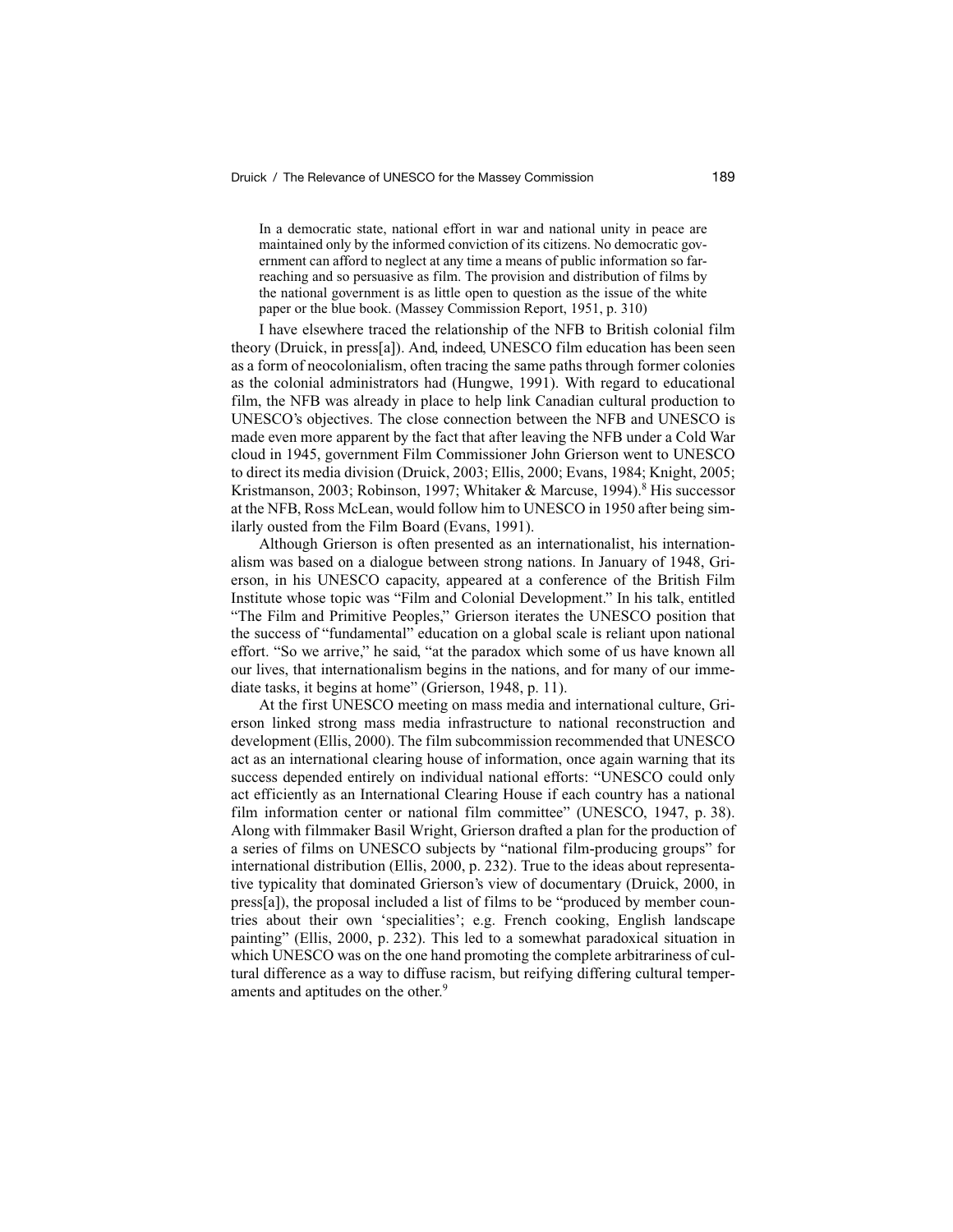> In a democratic state, national effort in war and national unity in peace are maintained only by the informed conviction of its citizens. No democratic government can afford to neglect at any time a means of public information so far-reaching and so persuasive as film. The provision and distribution of films by the national government is as little open to question as the issue of the white paper or the blue book. (Massey Commission Report, 1951, p. 310)

I have elsewhere traced the relationship of the NFB to British colonial film theory (Druick, in press[a]). And, indeed, UNESCO film education has been seen as a form of neocolonialism, often tracing the same paths through former colonies as the colonial administrators had (Hungwe, 1991). With regard to educational film, the NFB was already in place to help link Canadian cultural production to UNESCO's objectives. The close connection between the NFB and UNESCO is made even more apparent by the fact that after leaving the NFB under a Cold War cloud in 1945, government Film Commissioner John Grierson went to UNESCO to direct its media division (Druick, 2003; Ellis, 2000; Evans, 1984; Knight, 2005; Kristmanson, 2003; Robinson, 1997; Whitaker & Marcuse, 1994).[8] His successor at the NFB, Ross McLean, would follow him to UNESCO in 1950 after being similarly ousted from the Film Board (Evans, 1991).

Although Grierson is often presented as an internationalist, his internationalism was based on a dialogue between strong nations. In January of 1948, Grierson, in his UNESCO capacity, appeared at a conference of the British Film Institute whose topic was "Film and Colonial Development." In his talk, entitled "The Film and Primitive Peoples," Grierson iterates the UNESCO position that the success of "fundamental" education on a global scale is reliant upon national effort. "So we arrive," he said, "at the paradox which some of us have known all our lives, that internationalism begins in the nations, and for many of our immediate tasks, it begins at home" (Grierson, 1948, p. 11).

At the first UNESCO meeting on mass media and international culture, Grierson linked strong mass media infrastructure to national reconstruction and development (Ellis, 2000). The film subcommission recommended that UNESCO act as an international clearing house of information, once again warning that its success depended entirely on individual national efforts: "UNESCO could only act efficiently as an International Clearing House if each country has a national film information center or national film committee" (UNESCO, 1947, p. 38). Along with filmmaker Basil Wright, Grierson drafted a plan for the production of a series of films on UNESCO subjects by "national film-producing groups" for international distribution (Ellis, 2000, p. 232). True to the ideas about representative typicality that dominated Grierson's view of documentary (Druick, 2000, in press[a]), the proposal included a list of films to be "produced by member countries about their own 'specialities'; e.g. French cooking, English landscape painting" (Ellis, 2000, p. 232). This led to a somewhat paradoxical situation in which UNESCO was on the one hand promoting the complete arbitrariness of cultural difference as a way to diffuse racism, but reifying differing cultural temperaments and aptitudes on the other.[9]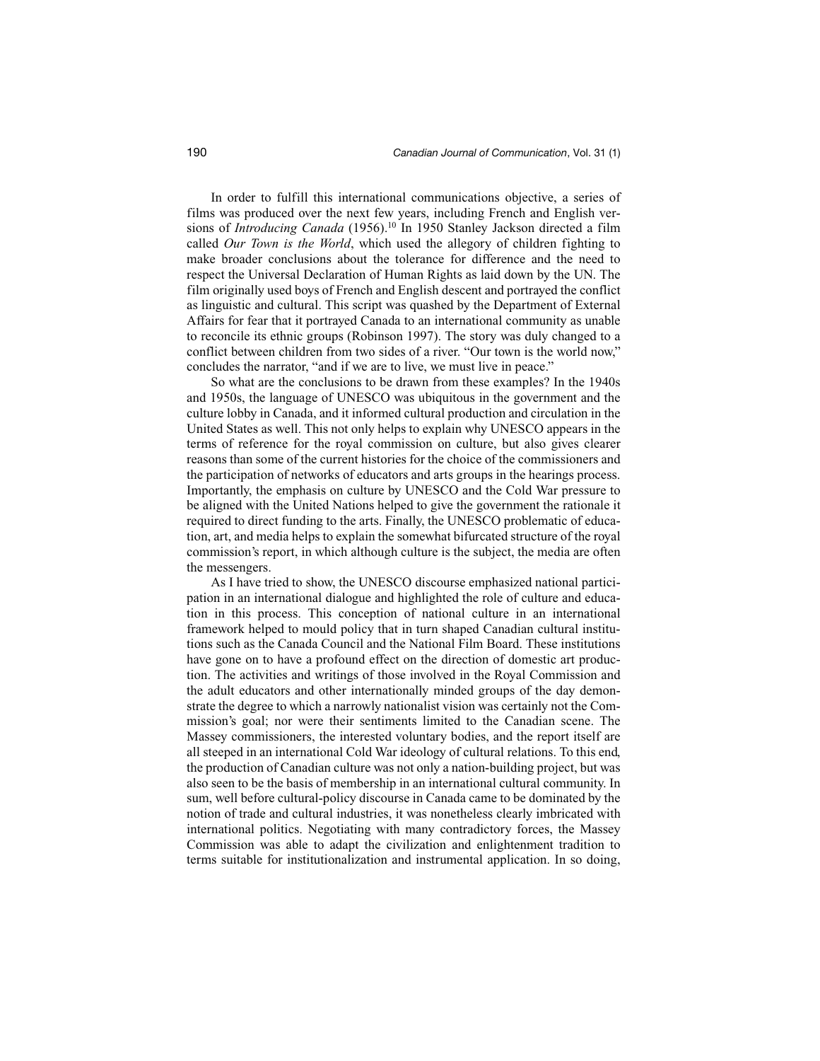In order to fulfill this international communications objective, a series of films was produced over the next few years, including French and English versions of *Introducing Canada* (1956).[10] In 1950 Stanley Jackson directed a film called *Our Town is the World*, which used the allegory of children fighting to make broader conclusions about the tolerance for difference and the need to respect the Universal Declaration of Human Rights as laid down by the UN. The film originally used boys of French and English descent and portrayed the conflict as linguistic and cultural. This script was quashed by the Department of External Affairs for fear that it portrayed Canada to an international community as unable to reconcile its ethnic groups (Robinson 1997). The story was duly changed to a conflict between children from two sides of a river. "Our town is the world now," concludes the narrator, "and if we are to live, we must live in peace."

So what are the conclusions to be drawn from these examples? In the 1940s and 1950s, the language of UNESCO was ubiquitous in the government and the culture lobby in Canada, and it informed cultural production and circulation in the United States as well. This not only helps to explain why UNESCO appears in the terms of reference for the royal commission on culture, but also gives clearer reasons than some of the current histories for the choice of the commissioners and the participation of networks of educators and arts groups in the hearings process. Importantly, the emphasis on culture by UNESCO and the Cold War pressure to be aligned with the United Nations helped to give the government the rationale it required to direct funding to the arts. Finally, the UNESCO problematic of education, art, and media helps to explain the somewhat bifurcated structure of the royal commission's report, in which although culture is the subject, the media are often the messengers.

As I have tried to show, the UNESCO discourse emphasized national participation in an international dialogue and highlighted the role of culture and education in this process. This conception of national culture in an international framework helped to mould policy that in turn shaped Canadian cultural institutions such as the Canada Council and the National Film Board. These institutions have gone on to have a profound effect on the direction of domestic art production. The activities and writings of those involved in the Royal Commission and the adult educators and other internationally minded groups of the day demonstrate the degree to which a narrowly nationalist vision was certainly not the Commission's goal; nor were their sentiments limited to the Canadian scene. The Massey commissioners, the interested voluntary bodies, and the report itself are all steeped in an international Cold War ideology of cultural relations. To this end, the production of Canadian culture was not only a nation-building project, but was also seen to be the basis of membership in an international cultural community. In sum, well before cultural-policy discourse in Canada came to be dominated by the notion of trade and cultural industries, it was nonetheless clearly imbricated with international politics. Negotiating with many contradictory forces, the Massey Commission was able to adapt the civilization and enlightenment tradition to terms suitable for institutionalization and instrumental application. In so doing,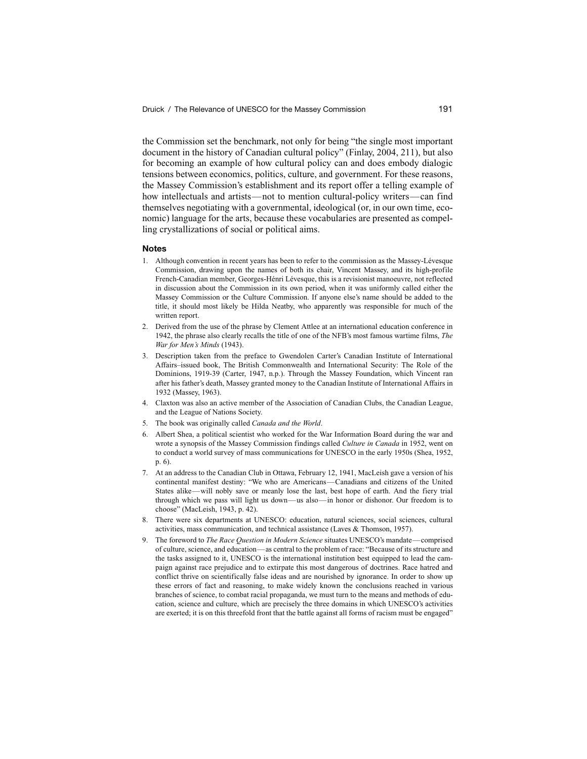the Commission set the benchmark, not only for being "the single most important document in the history of Canadian cultural policy" (Finlay, 2004, 211), but also for becoming an example of how cultural policy can and does embody dialogic tensions between economics, politics, culture, and government. For these reasons, the Massey Commission's establishment and its report offer a telling example of how intellectuals and artists—not to mention cultural-policy writers—can find themselves negotiating with a governmental, ideological (or, in our own time, economic) language for the arts, because these vocabularies are presented as compelling crystallizations of social or political aims.

### Notes

1. Although convention in recent years has been to refer to the commission as the Massey-Lévesque Commission, drawing upon the names of both its chair, Vincent Massey, and its high-profile French-Canadian member, Georges-Hénri Lévesque, this is a revisionist manoeuvre, not reflected in discussion about the Commission in its own period, when it was uniformly called either the Massey Commission or the Culture Commission. If anyone else's name should be added to the title, it should most likely be Hilda Neatby, who apparently was responsible for much of the written report.
2. Derived from the use of the phrase by Clement Attlee at an international education conference in 1942, the phrase also clearly recalls the title of one of the NFB's most famous wartime films, *The War for Men's Minds* (1943).
3. Description taken from the preface to Gwendolen Carter's Canadian Institute of International Affairs–issued book, The British Commonwealth and International Security: The Role of the Dominions, 1919-39 (Carter, 1947, n.p.). Through the Massey Foundation, which Vincent ran after his father's death, Massey granted money to the Canadian Institute of International Affairs in 1932 (Massey, 1963).
4. Claxton was also an active member of the Association of Canadian Clubs, the Canadian League, and the League of Nations Society.
5. The book was originally called *Canada and the World*.
6. Albert Shea, a political scientist who worked for the War Information Board during the war and wrote a synopsis of the Massey Commission findings called *Culture in Canada* in 1952, went on to conduct a world survey of mass communications for UNESCO in the early 1950s (Shea, 1952, p. 6).
7. At an address to the Canadian Club in Ottawa, February 12, 1941, MacLeish gave a version of his continental manifest destiny: "We who are Americans—Canadians and citizens of the United States alike—will nobly save or meanly lose the last, best hope of earth. And the fiery trial through which we pass will light us down—us also—in honor or dishonor. Our freedom is to choose" (MacLeish, 1943, p. 42).
8. There were six departments at UNESCO: education, natural sciences, social sciences, cultural activities, mass communication, and technical assistance (Laves & Thomson, 1957).
9. The foreword to *The Race Question in Modern Science* situates UNESCO's mandate—comprised of culture, science, and education—as central to the problem of race: "Because of its structure and the tasks assigned to it, UNESCO is the international institution best equipped to lead the campaign against race prejudice and to extirpate this most dangerous of doctrines. Race hatred and conflict thrive on scientifically false ideas and are nourished by ignorance. In order to show up these errors of fact and reasoning, to make widely known the conclusions reached in various branches of science, to combat racial propaganda, we must turn to the means and methods of education, science and culture, which are precisely the three domains in which UNESCO's activities are exerted; it is on this threefold front that the battle against all forms of racism must be engaged"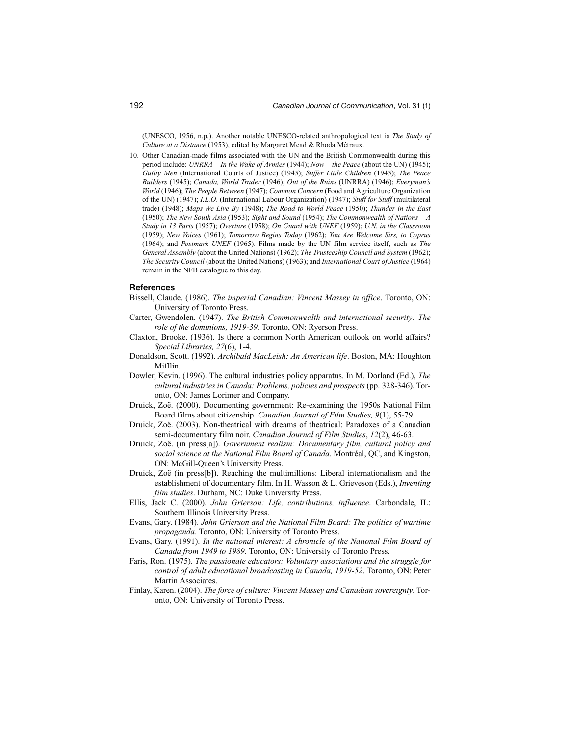(UNESCO, 1956, n.p.). Another notable UNESCO-related anthropological text is *The Study of Culture at a Distance* (1953), edited by Margaret Mead & Rhoda Métraux.

10. Other Canadian-made films associated with the UN and the British Commonwealth during this period include: *UNRRA—In the Wake of Armies* (1944); *Now—the Peace* (about the UN) (1945); *Guilty Men* (International Courts of Justice) (1945); *Suffer Little Children* (1945); *The Peace Builders* (1945); *Canada, World Trader* (1946); *Out of the Ruins* (UNRRA) (1946); *Everyman's World* (1946); *The People Between* (1947); *Common Concern* (Food and Agriculture Organization of the UN) (1947); *I.L.O.* (International Labour Organization) (1947); *Stuff for Stuff* (multilateral trade) (1948); *Maps We Live By* (1948); *The Road to World Peace* (1950); *Thunder in the East* (1950); *The New South Asia* (1953); *Sight and Sound* (1954); *The Commonwealth of Nations—A Study in 13 Parts* (1957); *Overture* (1958); *On Guard with UNEF* (1959); *U.N. in the Classroom* (1959); *New Voices* (1961); *Tomorrow Begins Today* (1962); *You Are Welcome Sirs, to Cyprus* (1964); and *Postmark UNEF* (1965). Films made by the UN film service itself, such as *The General Assembly* (about the United Nations) (1962); *The Trusteeship Council and System* (1962); *The Security Council* (about the United Nations) (1963); and *International Court of Justice* (1964) remain in the NFB catalogue to this day.

### References

Bissell, Claude. (1986). *The imperial Canadian: Vincent Massey in office*. Toronto, ON: University of Toronto Press.

Carter, Gwendolen. (1947). *The British Commonwealth and international security: The role of the dominions, 1919-39*. Toronto, ON: Ryerson Press.

Claxton, Brooke. (1936). Is there a common North American outlook on world affairs? *Special Libraries, 27*(6), 1-4.

Donaldson, Scott. (1992). *Archibald MacLeish: An American life*. Boston, MA: Houghton Mifflin.

Dowler, Kevin. (1996). The cultural industries policy apparatus. In M. Dorland (Ed.), *The cultural industries in Canada: Problems, policies and prospects* (pp. 328-346). Toronto, ON: James Lorimer and Company.

Druick, Zoë. (2000). Documenting government: Re-examining the 1950s National Film Board films about citizenship. *Canadian Journal of Film Studies, 9*(1), 55-79.

Druick, Zoë. (2003). Non-theatrical with dreams of theatrical: Paradoxes of a Canadian semi-documentary film noir. *Canadian Journal of Film Studies*, *12*(2), 46-63.

Druick, Zoë. (in press[a]). *Government realism: Documentary film, cultural policy and social science at the National Film Board of Canada*. Montréal, QC, and Kingston, ON: McGill-Queen's University Press.

Druick, Zoë (in press[b]). Reaching the multimillions: Liberal internationalism and the establishment of documentary film. In H. Wasson & L. Grieveson (Eds.), *Inventing film studies*. Durham, NC: Duke University Press.

Ellis, Jack C. (2000). *John Grierson: Life, contributions, influence*. Carbondale, IL: Southern Illinois University Press.

Evans, Gary. (1984). *John Grierson and the National Film Board: The politics of wartime propaganda*. Toronto, ON: University of Toronto Press.

Evans, Gary. (1991). *In the national interest: A chronicle of the National Film Board of Canada from 1949 to 1989*. Toronto, ON: University of Toronto Press.

Faris, Ron. (1975). *The passionate educators: Voluntary associations and the struggle for control of adult educational broadcasting in Canada, 1919-52*. Toronto, ON: Peter Martin Associates.

Finlay, Karen. (2004). *The force of culture: Vincent Massey and Canadian sovereignty*. Toronto, ON: University of Toronto Press.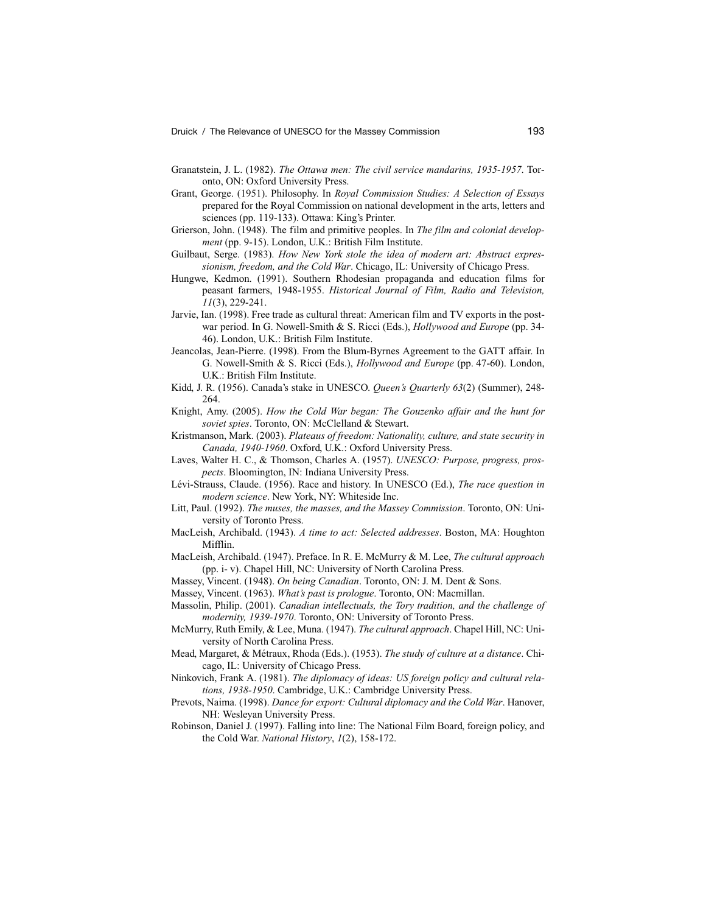Granatstein, J. L. (1982). *The Ottawa men: The civil service mandarins, 1935-1957*. Toronto, ON: Oxford University Press.

Grant, George. (1951). Philosophy. In *Royal Commission Studies: A Selection of Essays* prepared for the Royal Commission on national development in the arts, letters and sciences (pp. 119-133). Ottawa: King's Printer.

Grierson, John. (1948). The film and primitive peoples. In *The film and colonial development* (pp. 9-15). London, U.K.: British Film Institute.

Guilbaut, Serge. (1983). *How New York stole the idea of modern art: Abstract expressionism, freedom, and the Cold War*. Chicago, IL: University of Chicago Press.

Hungwe, Kedmon. (1991). Southern Rhodesian propaganda and education films for peasant farmers, 1948-1955. *Historical Journal of Film, Radio and Television, 11*(3), 229-241.

Jarvie, Ian. (1998). Free trade as cultural threat: American film and TV exports in the postwar period. In G. Nowell-Smith & S. Ricci (Eds.), *Hollywood and Europe* (pp. 34-46). London, U.K.: British Film Institute.

Jeancolas, Jean-Pierre. (1998). From the Blum-Byrnes Agreement to the GATT affair. In G. Nowell-Smith & S. Ricci (Eds.), *Hollywood and Europe* (pp. 47-60). London, U.K.: British Film Institute.

Kidd, J. R. (1956). Canada's stake in UNESCO. *Queen's Quarterly 63*(2) (Summer), 248-264.

Knight, Amy. (2005). *How the Cold War began: The Gouzenko affair and the hunt for soviet spies*. Toronto, ON: McClelland & Stewart.

Kristmanson, Mark. (2003). *Plateaus of freedom: Nationality, culture, and state security in Canada, 1940-1960*. Oxford, U.K.: Oxford University Press.

Laves, Walter H. C., & Thomson, Charles A. (1957). *UNESCO: Purpose, progress, prospects*. Bloomington, IN: Indiana University Press.

Lévi-Strauss, Claude. (1956). Race and history. In UNESCO (Ed.), *The race question in modern science*. New York, NY: Whiteside Inc.

Litt, Paul. (1992). *The muses, the masses, and the Massey Commission*. Toronto, ON: University of Toronto Press.

MacLeish, Archibald. (1943). *A time to act: Selected addresses*. Boston, MA: Houghton Mifflin.

MacLeish, Archibald. (1947). Preface. In R. E. McMurry & M. Lee, *The cultural approach* (pp. i- v). Chapel Hill, NC: University of North Carolina Press.

Massey, Vincent. (1948). *On being Canadian*. Toronto, ON: J. M. Dent & Sons.

Massey, Vincent. (1963). *What's past is prologue*. Toronto, ON: Macmillan.

Massolin, Philip. (2001). *Canadian intellectuals, the Tory tradition, and the challenge of modernity, 1939-1970*. Toronto, ON: University of Toronto Press.

McMurry, Ruth Emily, & Lee, Muna. (1947). *The cultural approach*. Chapel Hill, NC: University of North Carolina Press.

Mead, Margaret, & Métraux, Rhoda (Eds.). (1953). *The study of culture at a distance*. Chicago, IL: University of Chicago Press.

Ninkovich, Frank A. (1981). *The diplomacy of ideas: US foreign policy and cultural relations, 1938-1950*. Cambridge, U.K.: Cambridge University Press.

Prevots, Naima. (1998). *Dance for export: Cultural diplomacy and the Cold War*. Hanover, NH: Wesleyan University Press.

Robinson, Daniel J. (1997). Falling into line: The National Film Board, foreign policy, and the Cold War. *National History*, *1*(2), 158-172.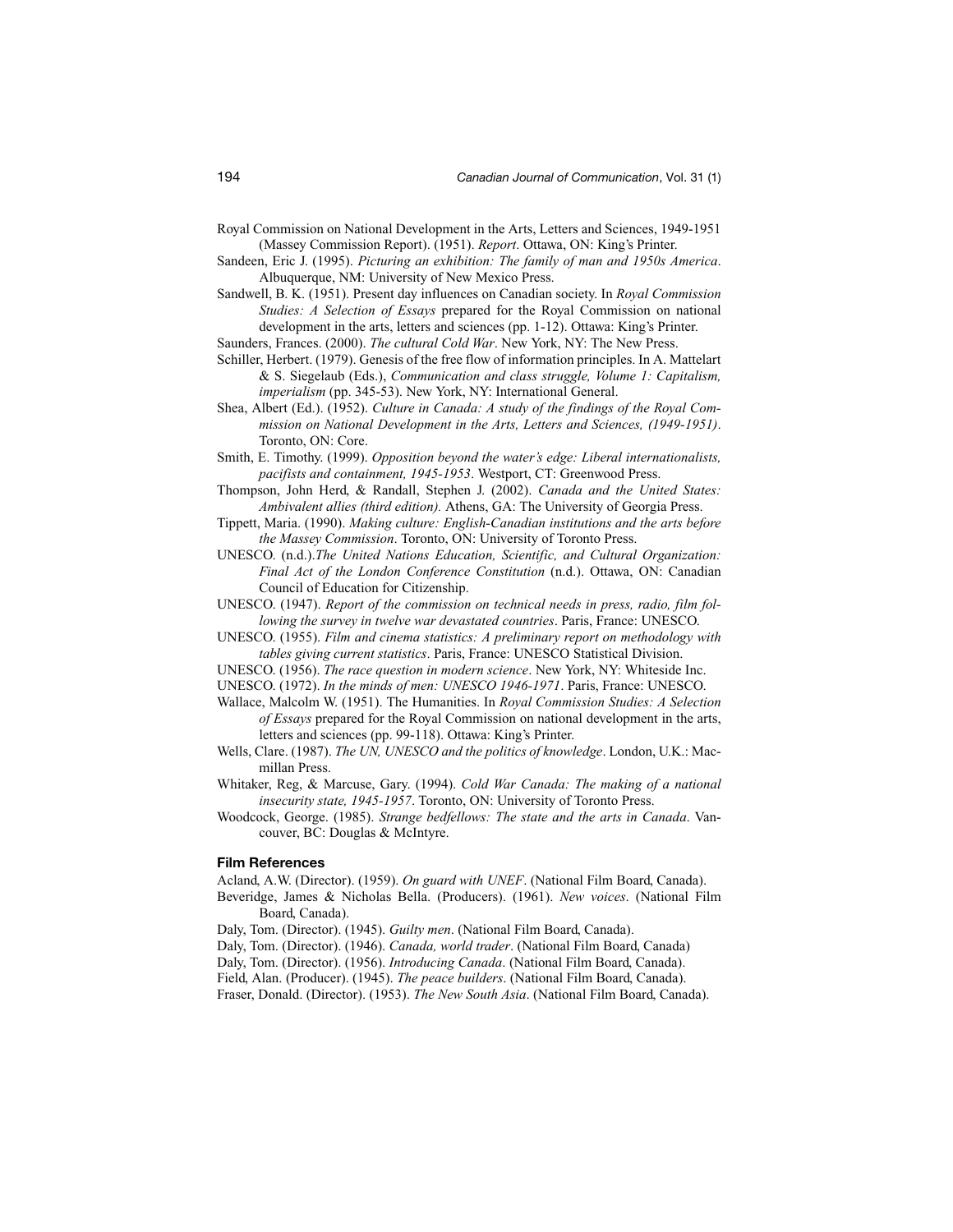Royal Commission on National Development in the Arts, Letters and Sciences, 1949-1951 (Massey Commission Report). (1951). *Report*. Ottawa, ON: King's Printer.

Sandeen, Eric J. (1995). *Picturing an exhibition: The family of man and 1950s America*. Albuquerque, NM: University of New Mexico Press.

Sandwell, B. K. (1951). Present day influences on Canadian society. In *Royal Commission Studies: A Selection of Essays* prepared for the Royal Commission on national development in the arts, letters and sciences (pp. 1-12). Ottawa: King's Printer.

Saunders, Frances. (2000). *The cultural Cold War*. New York, NY: The New Press.

Schiller, Herbert. (1979). Genesis of the free flow of information principles. In A. Mattelart & S. Siegelaub (Eds.), *Communication and class struggle, Volume 1: Capitalism, imperialism* (pp. 345-53). New York, NY: International General.

Shea, Albert (Ed.). (1952). *Culture in Canada: A study of the findings of the Royal Commission on National Development in the Arts, Letters and Sciences, (1949-1951)*. Toronto, ON: Core.

Smith, E. Timothy. (1999). *Opposition beyond the water's edge: Liberal internationalists, pacifists and containment, 1945-1953*. Westport, CT: Greenwood Press.

Thompson, John Herd, & Randall, Stephen J. (2002). *Canada and the United States: Ambivalent allies (third edition).* Athens, GA: The University of Georgia Press.

Tippett, Maria. (1990). *Making culture: English-Canadian institutions and the arts before the Massey Commission*. Toronto, ON: University of Toronto Press.

UNESCO. (n.d.).*The United Nations Education, Scientific, and Cultural Organization: Final Act of the London Conference Constitution* (n.d.). Ottawa, ON: Canadian Council of Education for Citizenship.

UNESCO. (1947). *Report of the commission on technical needs in press, radio, film following the survey in twelve war devastated countries*. Paris, France: UNESCO.

UNESCO. (1955). *Film and cinema statistics: A preliminary report on methodology with tables giving current statistics*. Paris, France: UNESCO Statistical Division.

UNESCO. (1956). *The race question in modern science*. New York, NY: Whiteside Inc.

UNESCO. (1972). *In the minds of men: UNESCO 1946-1971*. Paris, France: UNESCO.

Wallace, Malcolm W. (1951). The Humanities. In *Royal Commission Studies: A Selection of Essays* prepared for the Royal Commission on national development in the arts, letters and sciences (pp. 99-118). Ottawa: King's Printer.

Wells, Clare. (1987). *The UN, UNESCO and the politics of knowledge*. London, U.K.: Macmillan Press.

Whitaker, Reg, & Marcuse, Gary. (1994). *Cold War Canada: The making of a national insecurity state, 1945-1957*. Toronto, ON: University of Toronto Press.

Woodcock, George. (1985). *Strange bedfellows: The state and the arts in Canada*. Vancouver, BC: Douglas & McIntyre.

#### Film References

Acland, A.W. (Director). (1959). *On guard with UNEF*. (National Film Board, Canada).

Beveridge, James & Nicholas Bella. (Producers). (1961). *New voices*. (National Film Board, Canada).

Daly, Tom. (Director). (1945). *Guilty men*. (National Film Board, Canada).

Daly, Tom. (Director). (1946). *Canada, world trader*. (National Film Board, Canada)

Daly, Tom. (Director). (1956). *Introducing Canada*. (National Film Board, Canada).

Field, Alan. (Producer). (1945). *The peace builders*. (National Film Board, Canada).

Fraser, Donald. (Director). (1953). *The New South Asia*. (National Film Board, Canada).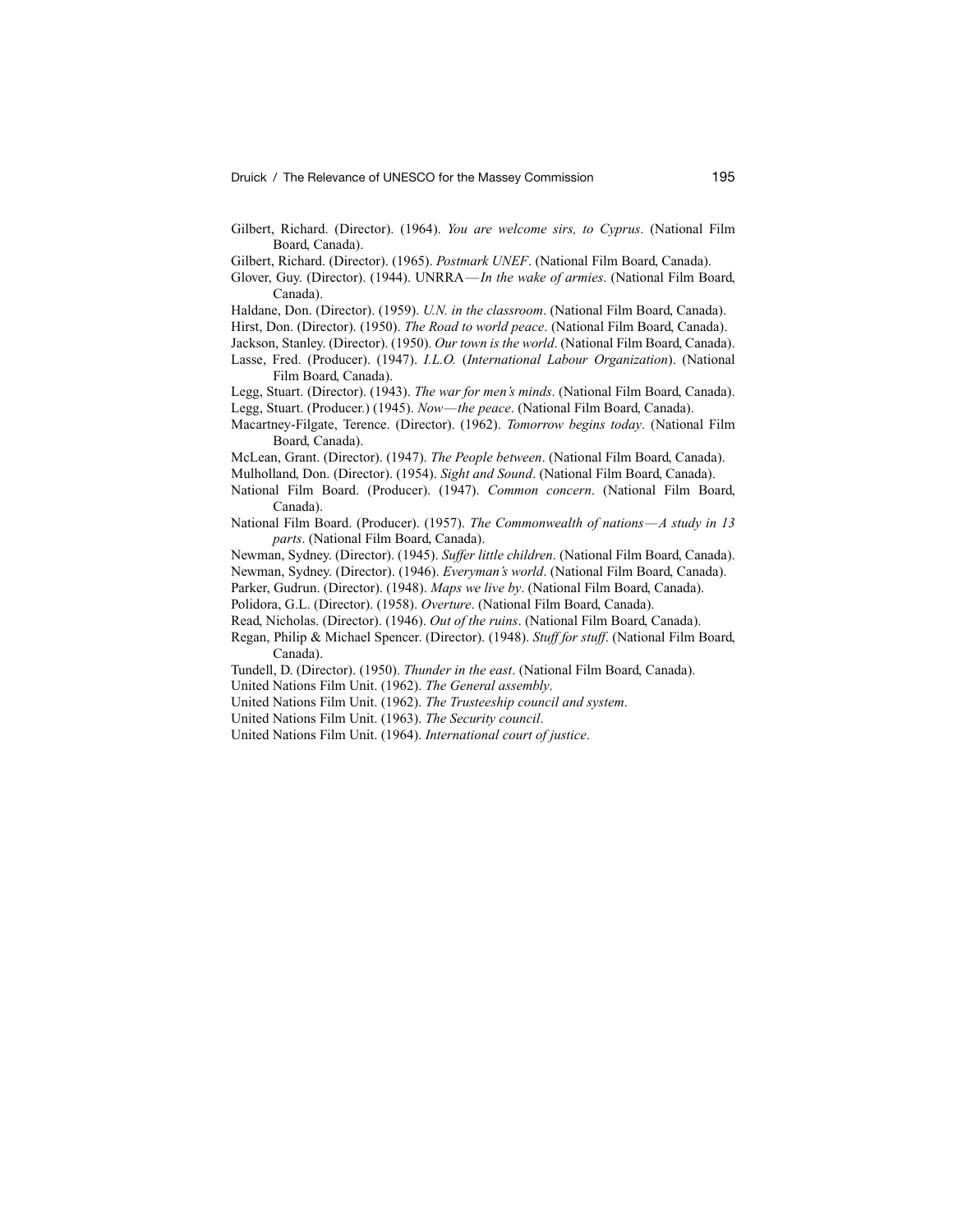Gilbert, Richard. (Director). (1964). *You are welcome sirs, to Cyprus*. (National Film Board, Canada).

Gilbert, Richard. (Director). (1965). *Postmark UNEF*. (National Film Board, Canada).

Glover, Guy. (Director). (1944). UNRRA—*In the wake of armies*. (National Film Board, Canada).

Haldane, Don. (Director). (1959). *U.N. in the classroom*. (National Film Board, Canada).

Hirst, Don. (Director). (1950). *The Road to world peace*. (National Film Board, Canada).

Jackson, Stanley. (Director). (1950). *Our town is the world*. (National Film Board, Canada).

Lasse, Fred. (Producer). (1947). *I.L.O.* (*International Labour Organization*). (National Film Board, Canada).

Legg, Stuart. (Director). (1943). *The war for men's minds*. (National Film Board, Canada).

Legg, Stuart. (Producer.) (1945). *Now—the peace*. (National Film Board, Canada).

Macartney-Filgate, Terence. (Director). (1962). *Tomorrow begins today*. (National Film Board, Canada).

McLean, Grant. (Director). (1947). *The People between*. (National Film Board, Canada).

Mulholland, Don. (Director). (1954). *Sight and Sound*. (National Film Board, Canada).

National Film Board. (Producer). (1947). *Common concern*. (National Film Board, Canada).

National Film Board. (Producer). (1957). *The Commonwealth of nations—A study in 13 parts*. (National Film Board, Canada).

Newman, Sydney. (Director). (1945). *Suffer little children*. (National Film Board, Canada).

Newman, Sydney. (Director). (1946). *Everyman's world*. (National Film Board, Canada).

Parker, Gudrun. (Director). (1948). *Maps we live by*. (National Film Board, Canada).

Polidora, G.L. (Director). (1958). *Overture*. (National Film Board, Canada).

Read, Nicholas. (Director). (1946). *Out of the ruins*. (National Film Board, Canada).

Regan, Philip & Michael Spencer. (Director). (1948). *Stuff for stuff*. (National Film Board, Canada).

Tundell, D. (Director). (1950). *Thunder in the east*. (National Film Board, Canada).

United Nations Film Unit. (1962). *The General assembly*.

United Nations Film Unit. (1962). *The Trusteeship council and system*.

United Nations Film Unit. (1963). *The Security council*.

United Nations Film Unit. (1964). *International court of justice*.